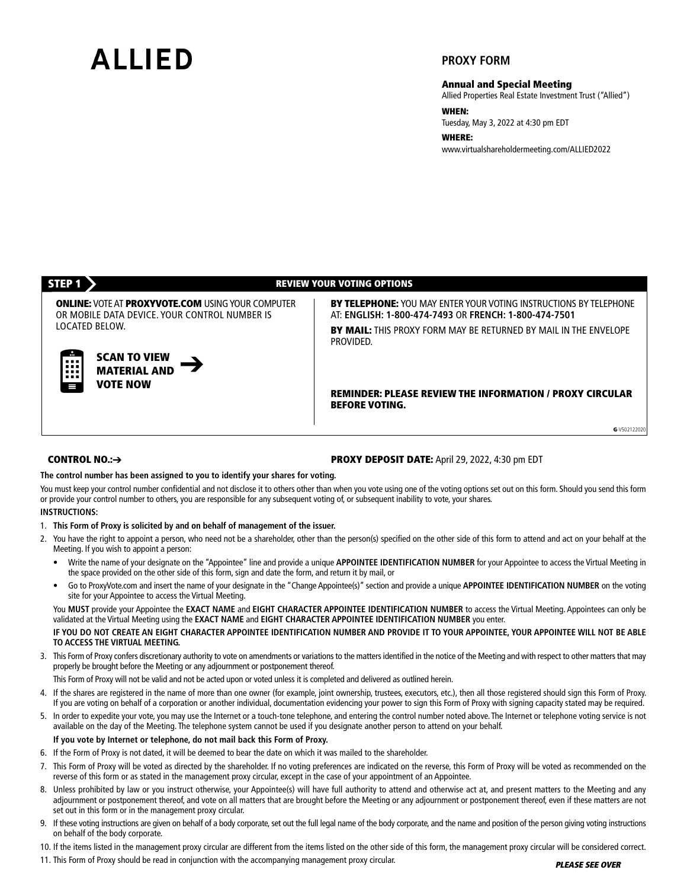# ALLIED

## PROXY FORM

**Annual and Special Meeting**
Allied Properties Real Estate Investment Trust ("Allied")

**WHEN:**
Tuesday, May 3, 2022 at 4:30 pm EDT

**WHERE:**
www.virtualshareholdermeeting.com/ALLIED2022

## STEP 1 — REVIEW YOUR VOTING OPTIONS

**ONLINE:** VOTE AT **PROXYVOTE.COM** USING YOUR COMPUTER OR MOBILE DATA DEVICE. YOUR CONTROL NUMBER IS LOCATED BELOW.

**SCAN TO VIEW MATERIAL AND VOTE NOW** →

**BY TELEPHONE:** YOU MAY ENTER YOUR VOTING INSTRUCTIONS BY TELEPHONE AT: **ENGLISH: 1-800-474-7493** OR **FRENCH: 1-800-474-7501**

**BY MAIL:** THIS PROXY FORM MAY BE RETURNED BY MAIL IN THE ENVELOPE PROVIDED.

**REMINDER: PLEASE REVIEW THE INFORMATION / PROXY CIRCULAR BEFORE VOTING.**

G-V502122020

**CONTROL NO.:**→

**PROXY DEPOSIT DATE:** April 29, 2022, 4:30 pm EDT

**The control number has been assigned to you to identify your shares for voting.**

You must keep your control number confidential and not disclose it to others other than when you vote using one of the voting options set out on this form. Should you send this form or provide your control number to others, you are responsible for any subsequent voting of, or subsequent inability to vote, your shares.

**INSTRUCTIONS:**

1. **This Form of Proxy is solicited by and on behalf of management of the issuer.**
2. You have the right to appoint a person, who need not be a shareholder, other than the person(s) specified on the other side of this form to attend and act on your behalf at the Meeting. If you wish to appoint a person:
   - Write the name of your designate on the "Appointee" line and provide a unique **APPOINTEE IDENTIFICATION NUMBER** for your Appointee to access the Virtual Meeting in the space provided on the other side of this form, sign and date the form, and return it by mail, or
   - Go to ProxyVote.com and insert the name of your designate in the "Change Appointee(s)" section and provide a unique **APPOINTEE IDENTIFICATION NUMBER** on the voting site for your Appointee to access the Virtual Meeting.

   You **MUST** provide your Appointee the **EXACT NAME** and **EIGHT CHARACTER APPOINTEE IDENTIFICATION NUMBER** to access the Virtual Meeting. Appointees can only be validated at the Virtual Meeting using the **EXACT NAME** and **EIGHT CHARACTER APPOINTEE IDENTIFICATION NUMBER** you enter.

   **IF YOU DO NOT CREATE AN EIGHT CHARACTER APPOINTEE IDENTIFICATION NUMBER AND PROVIDE IT TO YOUR APPOINTEE, YOUR APPOINTEE WILL NOT BE ABLE TO ACCESS THE VIRTUAL MEETING.**
3. This Form of Proxy confers discretionary authority to vote on amendments or variations to the matters identified in the notice of the Meeting and with respect to other matters that may properly be brought before the Meeting or any adjournment or postponement thereof.

   This Form of Proxy will not be valid and not be acted upon or voted unless it is completed and delivered as outlined herein.
4. If the shares are registered in the name of more than one owner (for example, joint ownership, trustees, executors, etc.), then all those registered should sign this Form of Proxy. If you are voting on behalf of a corporation or another individual, documentation evidencing your power to sign this Form of Proxy with signing capacity stated may be required.
5. In order to expedite your vote, you may use the Internet or a touch-tone telephone, and entering the control number noted above. The Internet or telephone voting service is not available on the day of the Meeting. The telephone system cannot be used if you designate another person to attend on your behalf.

   **If you vote by Internet or telephone, do not mail back this Form of Proxy.**
6. If the Form of Proxy is not dated, it will be deemed to bear the date on which it was mailed to the shareholder.
7. This Form of Proxy will be voted as directed by the shareholder. If no voting preferences are indicated on the reverse, this Form of Proxy will be voted as recommended on the reverse of this form or as stated in the management proxy circular, except in the case of your appointment of an Appointee.
8. Unless prohibited by law or you instruct otherwise, your Appointee(s) will have full authority to attend and otherwise act at, and present matters to the Meeting and any adjournment or postponement thereof, and vote on all matters that are brought before the Meeting or any adjournment or postponement thereof, even if these matters are not set out in this form or in the management proxy circular.
9. If these voting instructions are given on behalf of a body corporate, set out the full legal name of the body corporate, and the name and position of the person giving voting instructions on behalf of the body corporate.
10. If the items listed in the management proxy circular are different from the items listed on the other side of this form, the management proxy circular will be considered correct.
11. This Form of Proxy should be read in conjunction with the accompanying management proxy circular.

***PLEASE SEE OVER***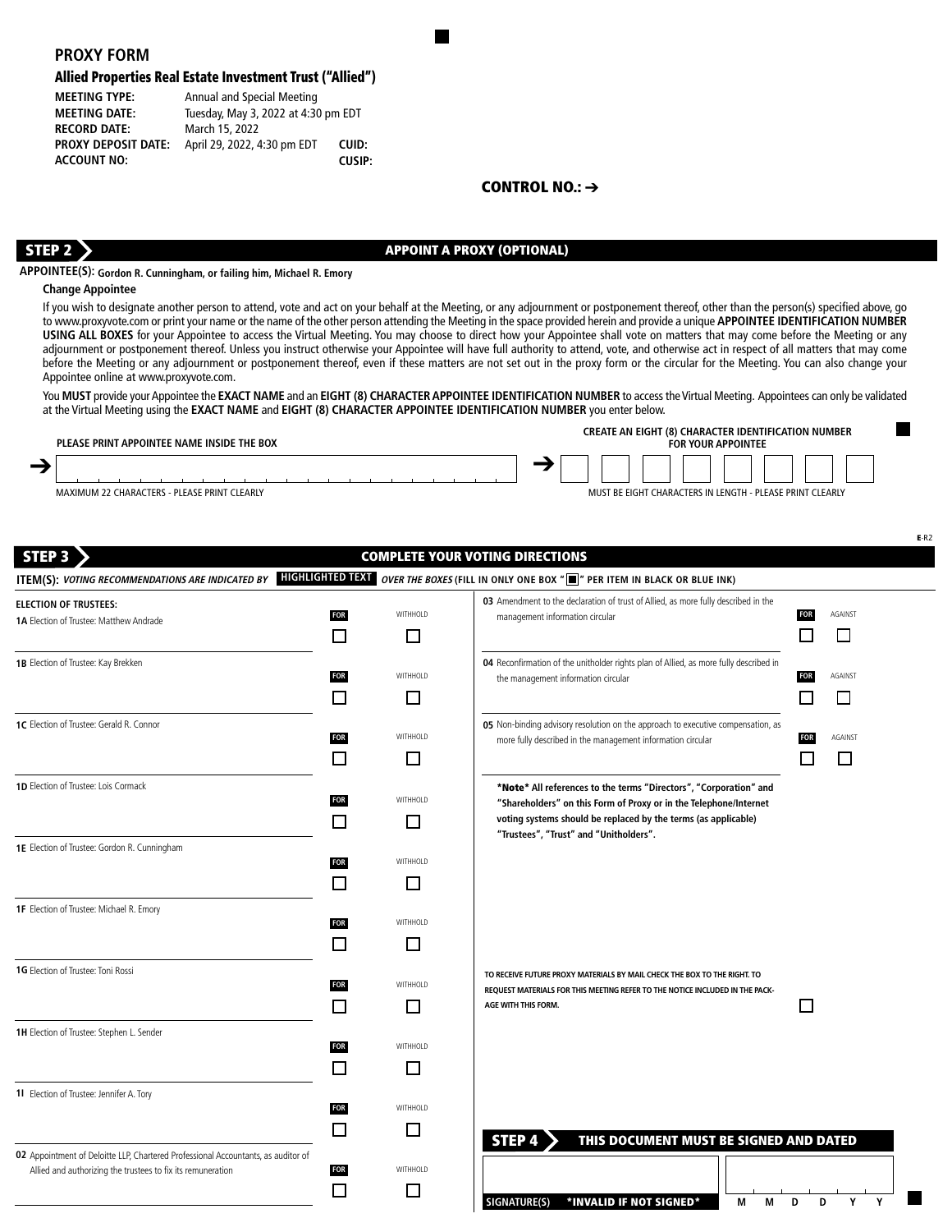# PROXY FORM

## Allied Properties Real Estate Investment Trust ("Allied")

| | | | |
|---|---|---|---|
| **MEETING TYPE:** | Annual and Special Meeting | | |
| **MEETING DATE:** | Tuesday, May 3, 2022 at 4:30 pm EDT | | |
| **RECORD DATE:** | March 15, 2022 | | |
| **PROXY DEPOSIT DATE:** | April 29, 2022, 4:30 pm EDT | **CUID:** | |
| **ACCOUNT NO:** | | **CUSIP:** | |

**CONTROL NO.:** ➔

## STEP 2 APPOINT A PROXY (OPTIONAL)

**APPOINTEE(S): Gordon R. Cunningham, or failing him, Michael R. Emory**

**Change Appointee**

If you wish to designate another person to attend, vote and act on your behalf at the Meeting, or any adjournment or postponement thereof, other than the person(s) specified above, go to www.proxyvote.com or print your name or the name of the other person attending the Meeting in the space provided herein and provide a unique **APPOINTEE IDENTIFICATION NUMBER USING ALL BOXES** for your Appointee to access the Virtual Meeting. You may choose to direct how your Appointee shall vote on matters that may come before the Meeting or any adjournment or postponement thereof. Unless you instruct otherwise your Appointee will have full authority to attend, vote, and otherwise act in respect of all matters that may come before the Meeting or any adjournment or postponement thereof, even if these matters are not set out in the proxy form or the circular for the Meeting. You can also change your Appointee online at www.proxyvote.com.

You **MUST** provide your Appointee the **EXACT NAME** and an **EIGHT (8) CHARACTER APPOINTEE IDENTIFICATION NUMBER** to access the Virtual Meeting. Appointees can only be validated at the Virtual Meeting using the **EXACT NAME** and **EIGHT (8) CHARACTER APPOINTEE IDENTIFICATION NUMBER** you enter below.

**PLEASE PRINT APPOINTEE NAME INSIDE THE BOX**

➔ ☐

MAXIMUM 22 CHARACTERS - PLEASE PRINT CLEARLY

**CREATE AN EIGHT (8) CHARACTER IDENTIFICATION NUMBER FOR YOUR APPOINTEE**

➔ ☐ ☐ ☐ ☐ ☐ ☐ ☐ ☐

MUST BE EIGHT CHARACTERS IN LENGTH - PLEASE PRINT CLEARLY

E-R2

## STEP 3 COMPLETE YOUR VOTING DIRECTIONS

**ITEM(S):** ***VOTING RECOMMENDATIONS ARE INDICATED BY*** **HIGHLIGHTED TEXT** ***OVER THE BOXES*** **(FILL IN ONLY ONE BOX "■" PER ITEM IN BLACK OR BLUE INK)**

**ELECTION OF TRUSTEES:**

| Item | FOR | WITHHOLD |
|---|---|---|
| **1A** Election of Trustee: Matthew Andrade | ☐ | ☐ |
| **1B** Election of Trustee: Kay Brekken | ☐ | ☐ |
| **1C** Election of Trustee: Gerald R. Connor | ☐ | ☐ |
| **1D** Election of Trustee: Lois Cormack | ☐ | ☐ |
| **1E** Election of Trustee: Gordon R. Cunningham | ☐ | ☐ |
| **1F** Election of Trustee: Michael R. Emory | ☐ | ☐ |
| **1G** Election of Trustee: Toni Rossi | ☐ | ☐ |
| **1H** Election of Trustee: Stephen L. Sender | ☐ | ☐ |
| **1I** Election of Trustee: Jennifer A. Tory | ☐ | ☐ |
| **02** Appointment of Deloitte LLP, Chartered Professional Accountants, as auditor of Allied and authorizing the trustees to fix its remuneration | ☐ | ☐ |

| Item | FOR | AGAINST |
|---|---|---|
| **03** Amendment to the declaration of trust of Allied, as more fully described in the management information circular | ☐ | ☐ |
| **04** Reconfirmation of the unitholder rights plan of Allied, as more fully described in the management information circular | ☐ | ☐ |
| **05** Non-binding advisory resolution on the approach to executive compensation, as more fully described in the management information circular | ☐ | ☐ |

***Note* All references to the terms "Directors", "Corporation" and "Shareholders" on this Form of Proxy or in the Telephone/Internet voting systems should be replaced by the terms (as applicable) "Trustees", "Trust" and "Unitholders".**

**TO RECEIVE FUTURE PROXY MATERIALS BY MAIL CHECK THE BOX TO THE RIGHT. TO REQUEST MATERIALS FOR THIS MEETING REFER TO THE NOTICE INCLUDED IN THE PACKAGE WITH THIS FORM.** ☐

## STEP 4 THIS DOCUMENT MUST BE SIGNED AND DATED

**SIGNATURE(S)** ***INVALID IF NOT SIGNED***

M M D D Y Y